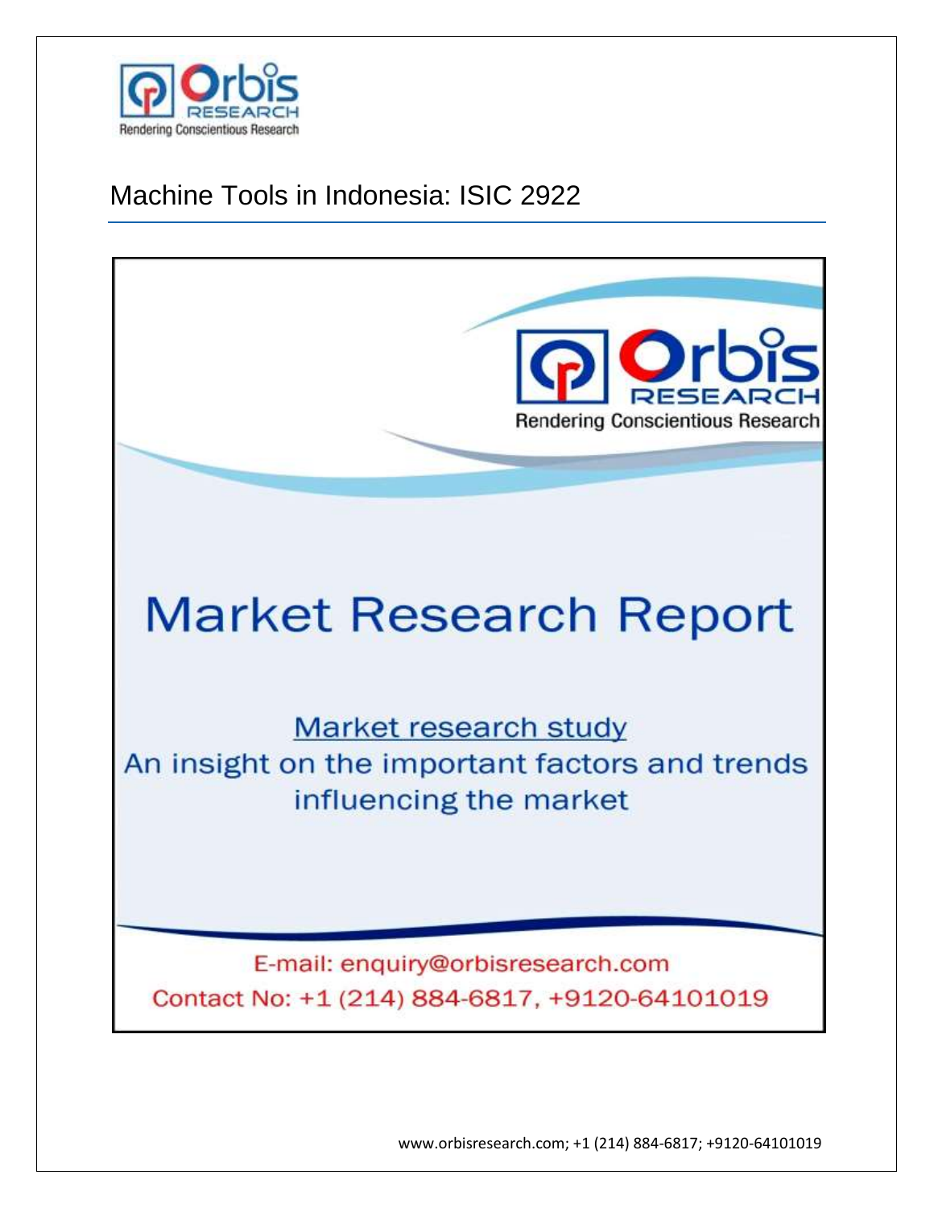Orbis RESEARCH
Rendering Conscientious Research

# Machine Tools in Indonesia: ISIC 2922

Orbis RESEARCH
Rendering Conscientious Research

## Market Research Report

Market research study
An insight on the important factors and trends influencing the market

E-mail: enquiry@orbisresearch.com
Contact No: +1 (214) 884-6817, +9120-64101019

www.orbisresearch.com; +1 (214) 884-6817; +9120-64101019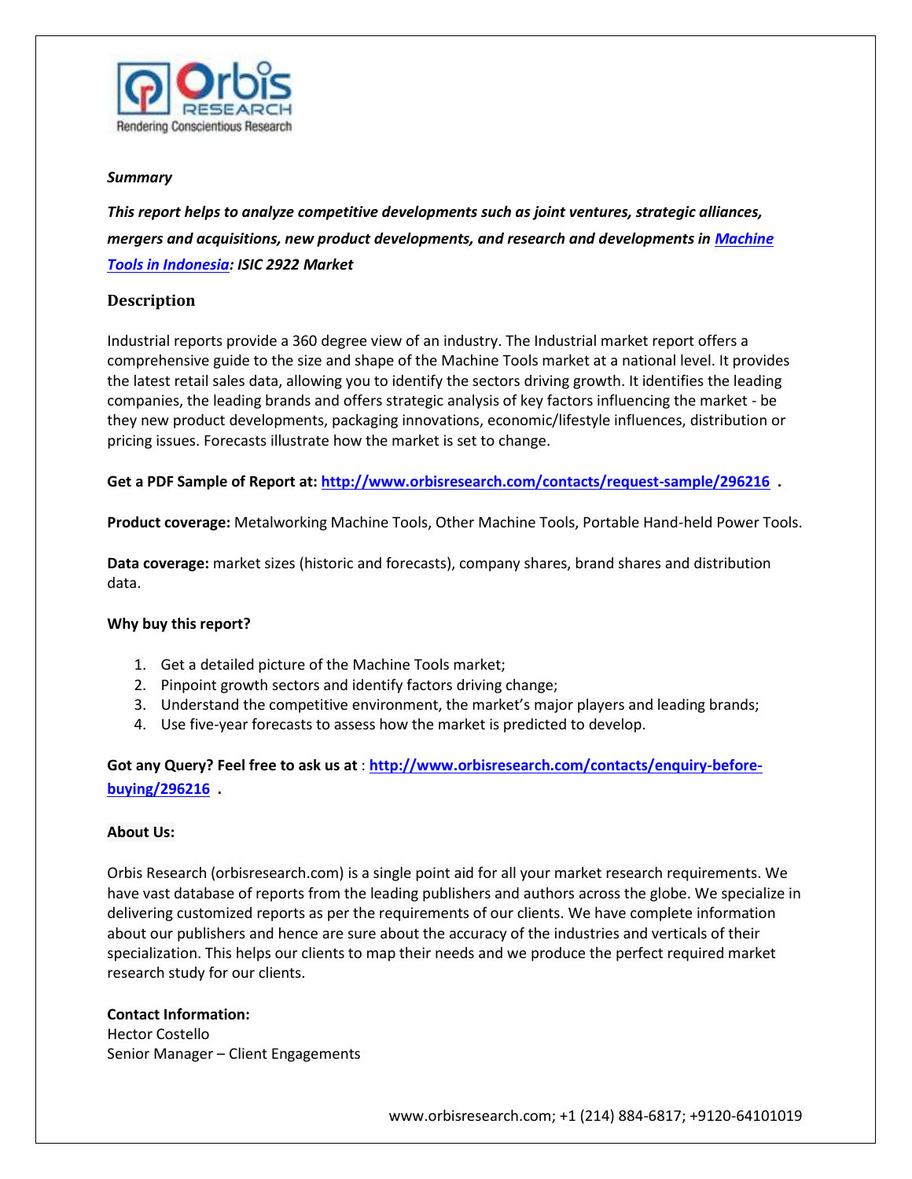**_Summary_**

**_This report helps to analyze competitive developments such as joint ventures, strategic alliances, mergers and acquisitions, new product developments, and research and developments in [Machine Tools in Indonesia](): ISIC 2922 Market_**

## Description

Industrial reports provide a 360 degree view of an industry. The Industrial market report offers a comprehensive guide to the size and shape of the Machine Tools market at a national level. It provides the latest retail sales data, allowing you to identify the sectors driving growth. It identifies the leading companies, the leading brands and offers strategic analysis of key factors influencing the market - be they new product developments, packaging innovations, economic/lifestyle influences, distribution or pricing issues. Forecasts illustrate how the market is set to change.

**Get a PDF Sample of Report at: [http://www.orbisresearch.com/contacts/request-sample/296216](http://www.orbisresearch.com/contacts/request-sample/296216) .**

**Product coverage:** Metalworking Machine Tools, Other Machine Tools, Portable Hand-held Power Tools.

**Data coverage:** market sizes (historic and forecasts), company shares, brand shares and distribution data.

**Why buy this report?**

1. Get a detailed picture of the Machine Tools market;
2. Pinpoint growth sectors and identify factors driving change;
3. Understand the competitive environment, the market's major players and leading brands;
4. Use five-year forecasts to assess how the market is predicted to develop.

**Got any Query? Feel free to ask us at** : **[http://www.orbisresearch.com/contacts/enquiry-before-buying/296216](http://www.orbisresearch.com/contacts/enquiry-before-buying/296216) .**

**About Us:**

Orbis Research (orbisresearch.com) is a single point aid for all your market research requirements. We have vast database of reports from the leading publishers and authors across the globe. We specialize in delivering customized reports as per the requirements of our clients. We have complete information about our publishers and hence are sure about the accuracy of the industries and verticals of their specialization. This helps our clients to map their needs and we produce the perfect required market research study for our clients.

**Contact Information:**
Hector Costello
Senior Manager – Client Engagements

www.orbisresearch.com; +1 (214) 884-6817; +9120-64101019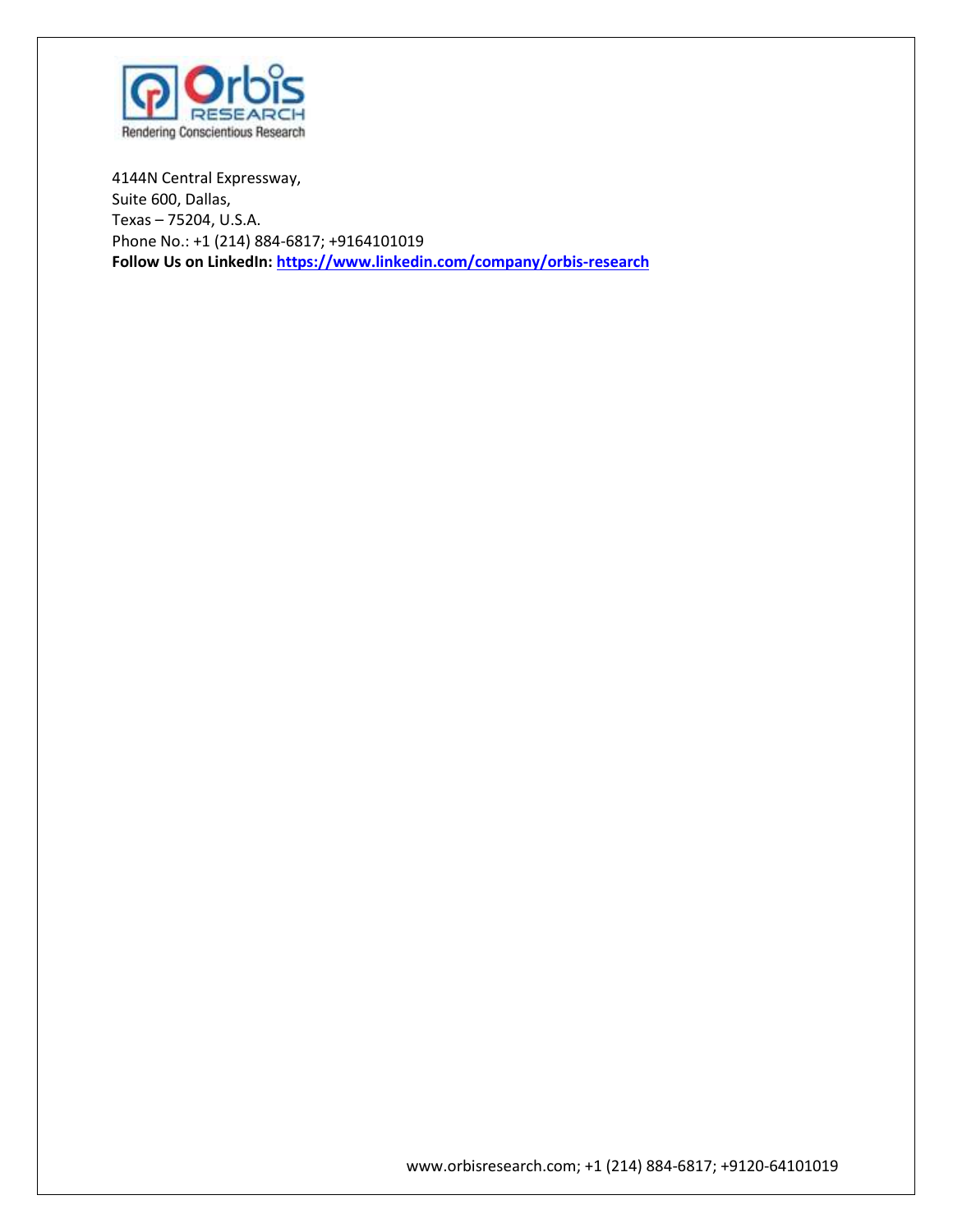4144N Central Expressway,
Suite 600, Dallas,
Texas – 75204, U.S.A.
Phone No.: +1 (214) 884-6817; +9164101019
**Follow Us on LinkedIn: https://www.linkedin.com/company/orbis-research**